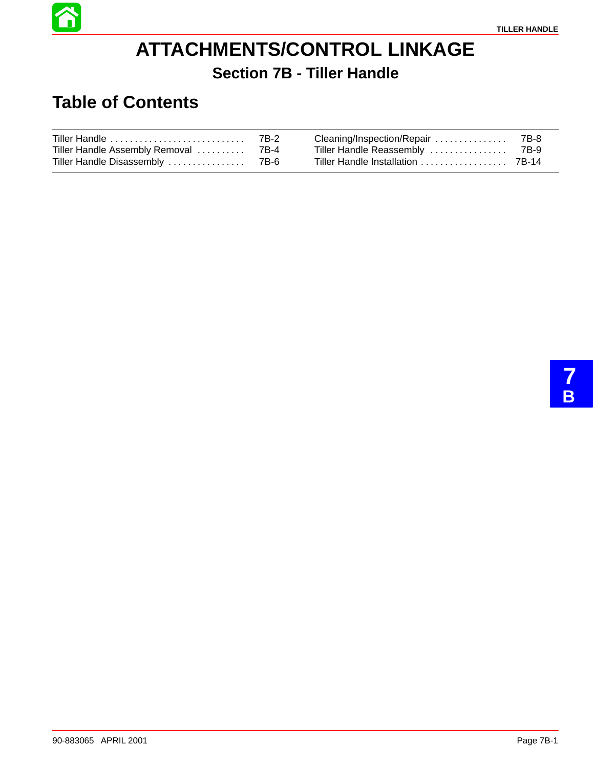# ATTACHMENTS/CONTROL LINKAGE

## Section 7B - Tiller Handle

## Table of Contents

| | | | |
|---|---|---|---|
| Tiller Handle | 7B-2 | Cleaning/Inspection/Repair | 7B-8 |
| Tiller Handle Assembly Removal | 7B-4 | Tiller Handle Reassembly | 7B-9 |
| Tiller Handle Disassembly | 7B-6 | Tiller Handle Installation | 7B-14 |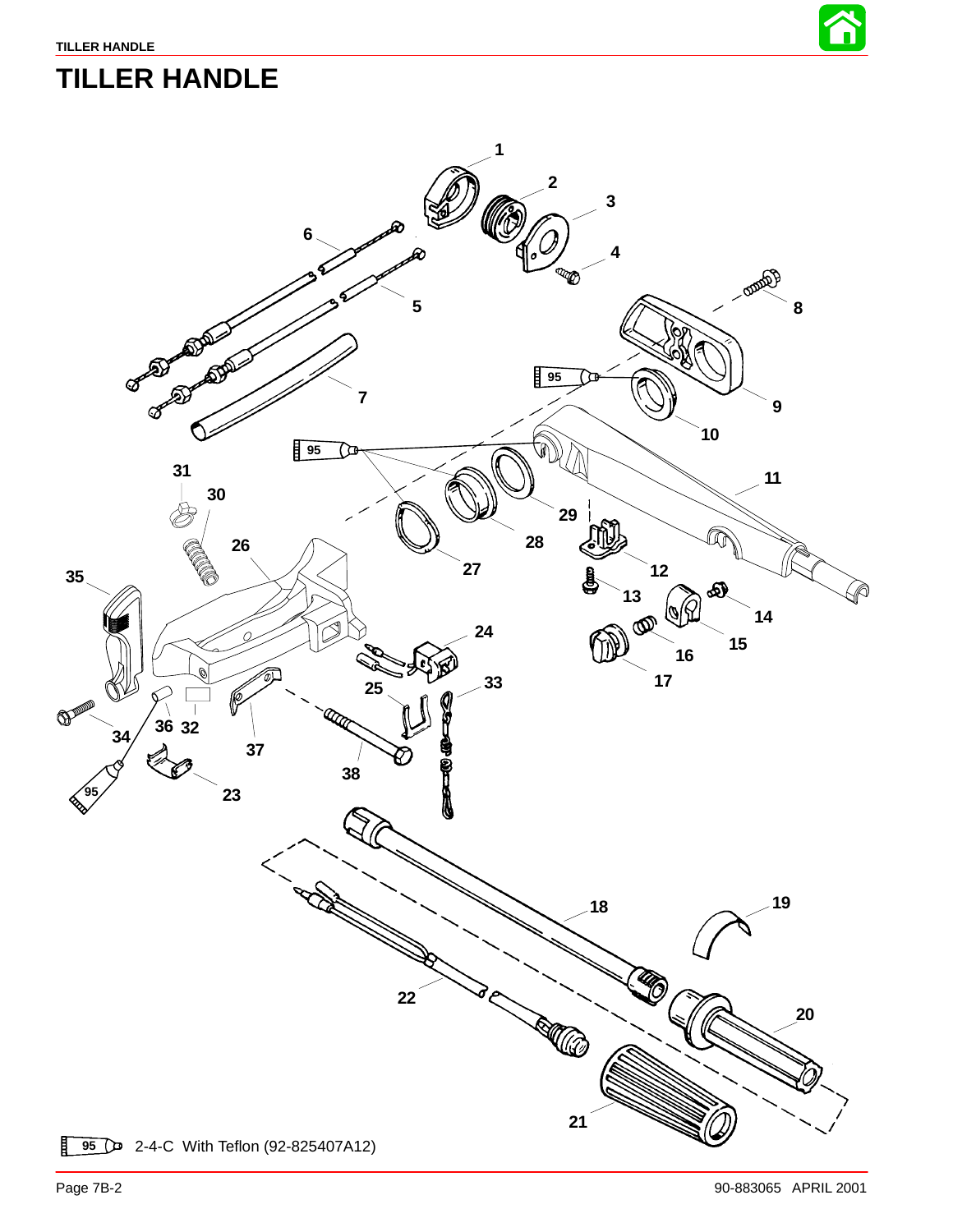# TILLER HANDLE

95 2-4-C With Teflon (92-825407A12)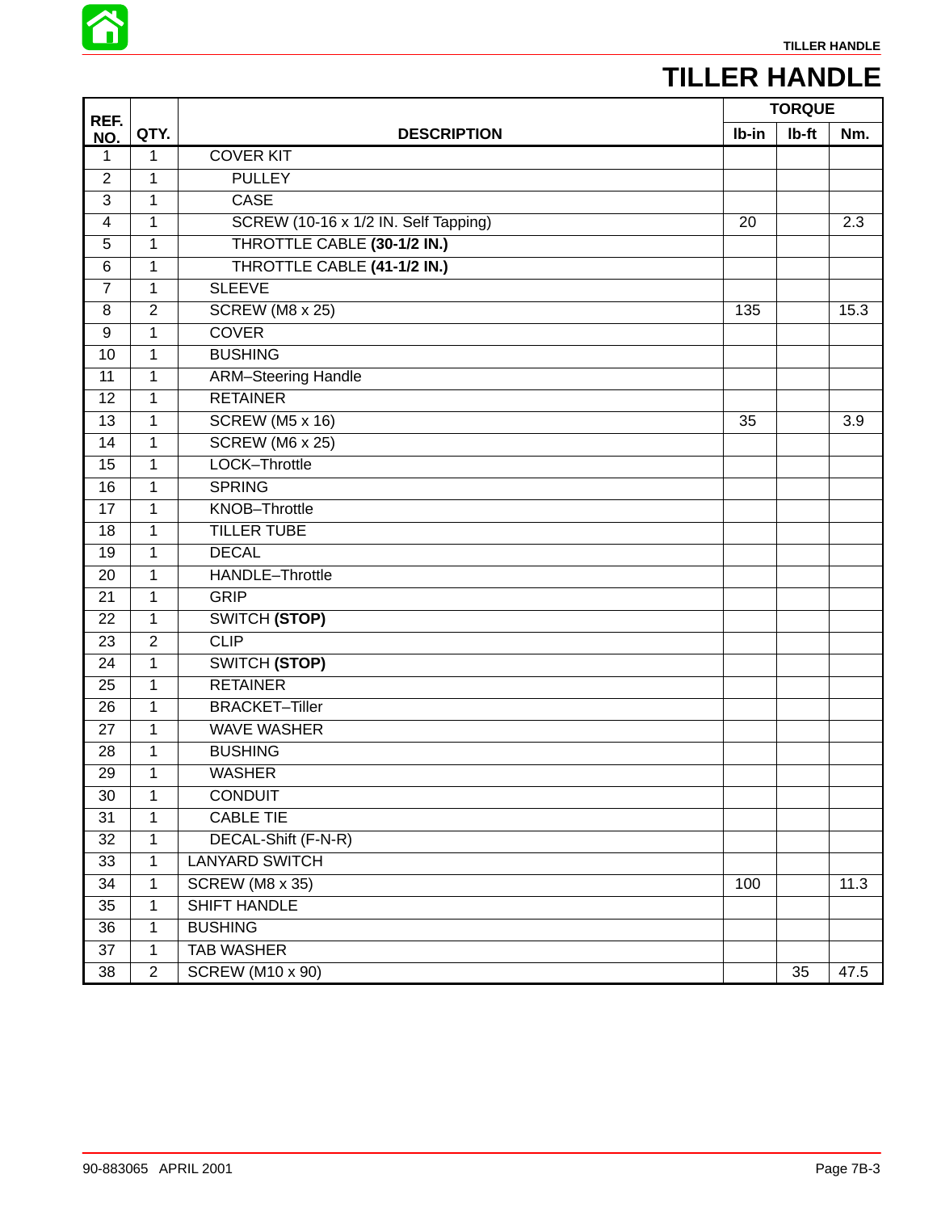# TILLER HANDLE

| REF. NO. | QTY. | DESCRIPTION | TORQUE | | |
|---|---|---|---|---|---|
| | | | lb-in | lb-ft | Nm. |
| 1 | 1 | COVER KIT | | | |
| 2 | 1 | PULLEY | | | |
| 3 | 1 | CASE | | | |
| 4 | 1 | SCREW (10-16 x 1/2 IN. Self Tapping) | 20 | | 2.3 |
| 5 | 1 | THROTTLE CABLE **(30-1/2 IN.)** | | | |
| 6 | 1 | THROTTLE CABLE **(41-1/2 IN.)** | | | |
| 7 | 1 | SLEEVE | | | |
| 8 | 2 | SCREW (M8 x 25) | 135 | | 15.3 |
| 9 | 1 | COVER | | | |
| 10 | 1 | BUSHING | | | |
| 11 | 1 | ARM–Steering Handle | | | |
| 12 | 1 | RETAINER | | | |
| 13 | 1 | SCREW (M5 x 16) | 35 | | 3.9 |
| 14 | 1 | SCREW (M6 x 25) | | | |
| 15 | 1 | LOCK–Throttle | | | |
| 16 | 1 | SPRING | | | |
| 17 | 1 | KNOB–Throttle | | | |
| 18 | 1 | TILLER TUBE | | | |
| 19 | 1 | DECAL | | | |
| 20 | 1 | HANDLE–Throttle | | | |
| 21 | 1 | GRIP | | | |
| 22 | 1 | SWITCH **(STOP)** | | | |
| 23 | 2 | CLIP | | | |
| 24 | 1 | SWITCH **(STOP)** | | | |
| 25 | 1 | RETAINER | | | |
| 26 | 1 | BRACKET–Tiller | | | |
| 27 | 1 | WAVE WASHER | | | |
| 28 | 1 | BUSHING | | | |
| 29 | 1 | WASHER | | | |
| 30 | 1 | CONDUIT | | | |
| 31 | 1 | CABLE TIE | | | |
| 32 | 1 | DECAL-Shift (F-N-R) | | | |
| 33 | 1 | LANYARD SWITCH | | | |
| 34 | 1 | SCREW (M8 x 35) | 100 | | 11.3 |
| 35 | 1 | SHIFT HANDLE | | | |
| 36 | 1 | BUSHING | | | |
| 37 | 1 | TAB WASHER | | | |
| 38 | 2 | SCREW (M10 x 90) | | 35 | 47.5 |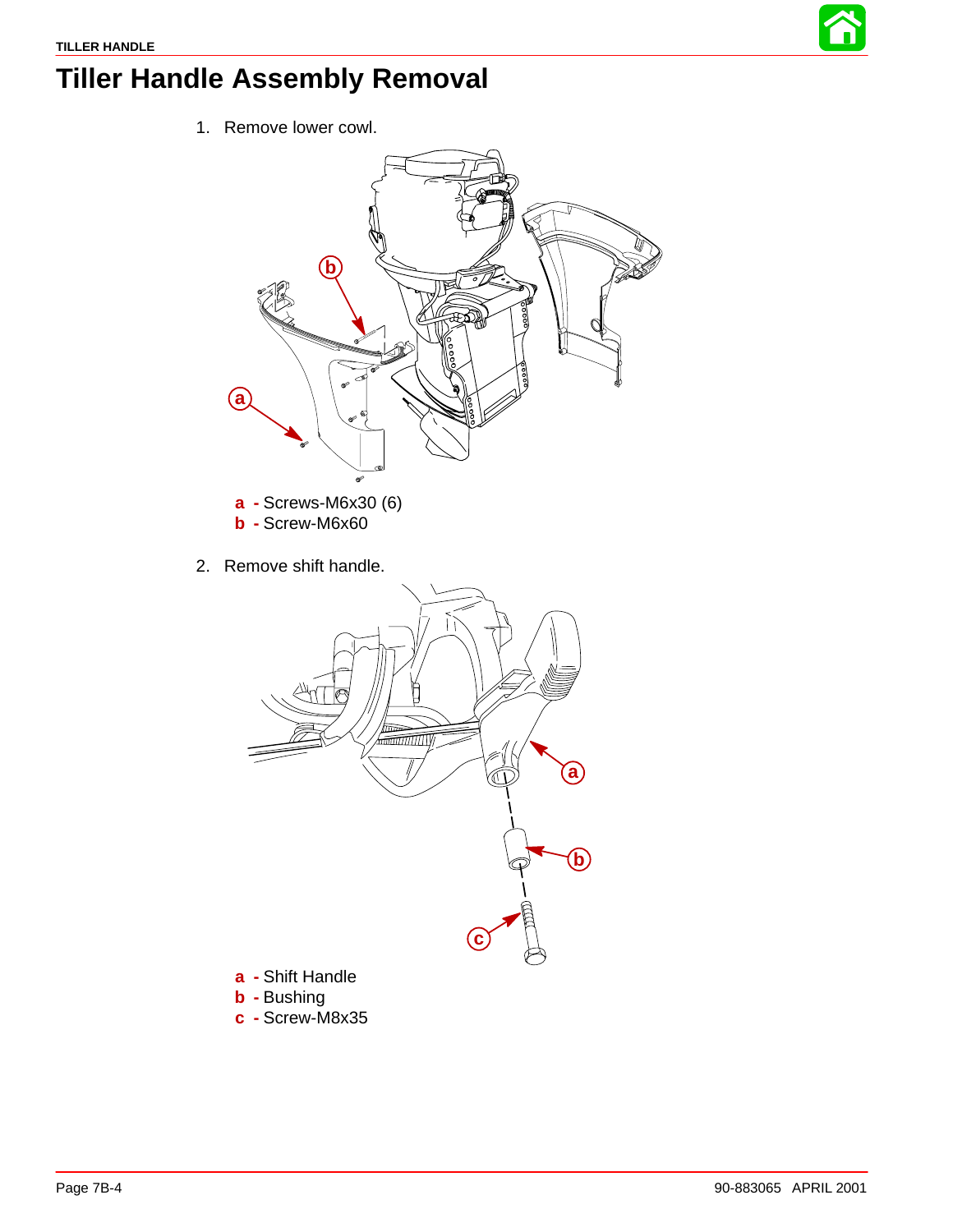# Tiller Handle Assembly Removal

1. Remove lower cowl.

**a** - Screws-M6x30 (6)
**b** - Screw-M6x60

2. Remove shift handle.

**a** - Shift Handle
**b** - Bushing
**c** - Screw-M8x35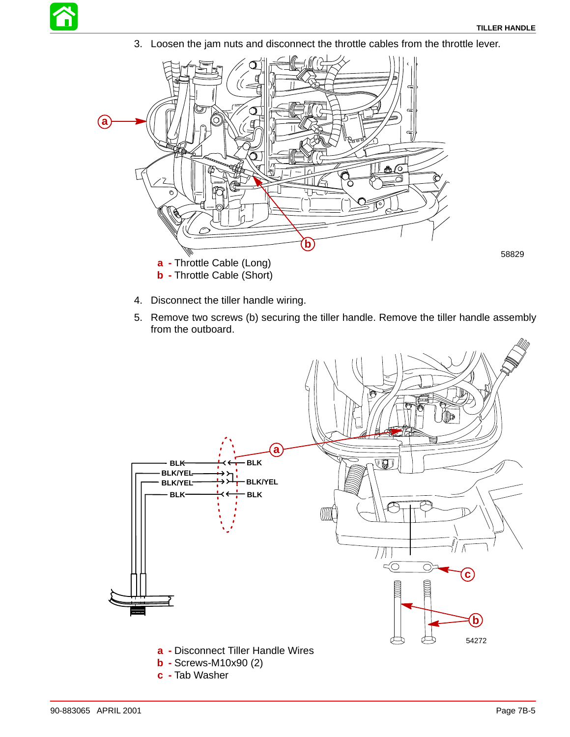3. Loosen the jam nuts and disconnect the throttle cables from the throttle lever.

58829

**a** - Throttle Cable (Long)
**b** - Throttle Cable (Short)

4. Disconnect the tiller handle wiring.

5. Remove two screws (b) securing the tiller handle. Remove the tiller handle assembly from the outboard.

54272

**a** - Disconnect Tiller Handle Wires
**b** - Screws-M10x90 (2)
**c** - Tab Washer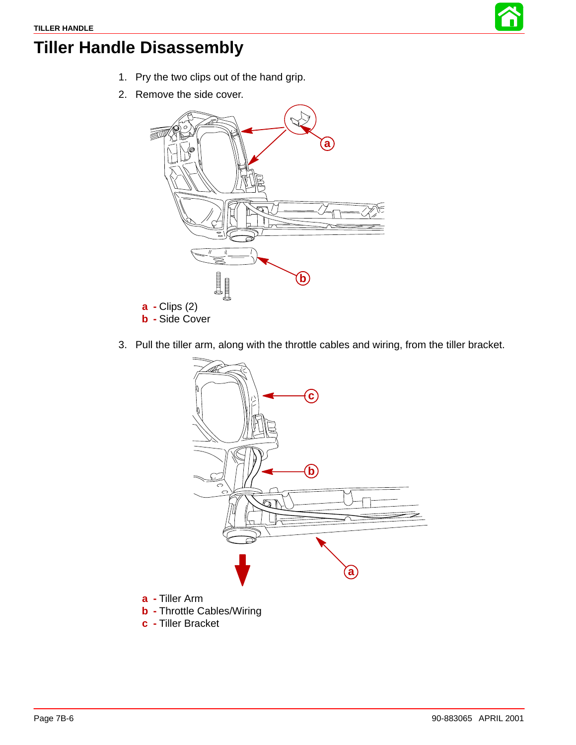# Tiller Handle Disassembly

1. Pry the two clips out of the hand grip.
2. Remove the side cover.

**a** - Clips (2)
**b** - Side Cover

3. Pull the tiller arm, along with the throttle cables and wiring, from the tiller bracket.

**a** - Tiller Arm
**b** - Throttle Cables/Wiring
**c** - Tiller Bracket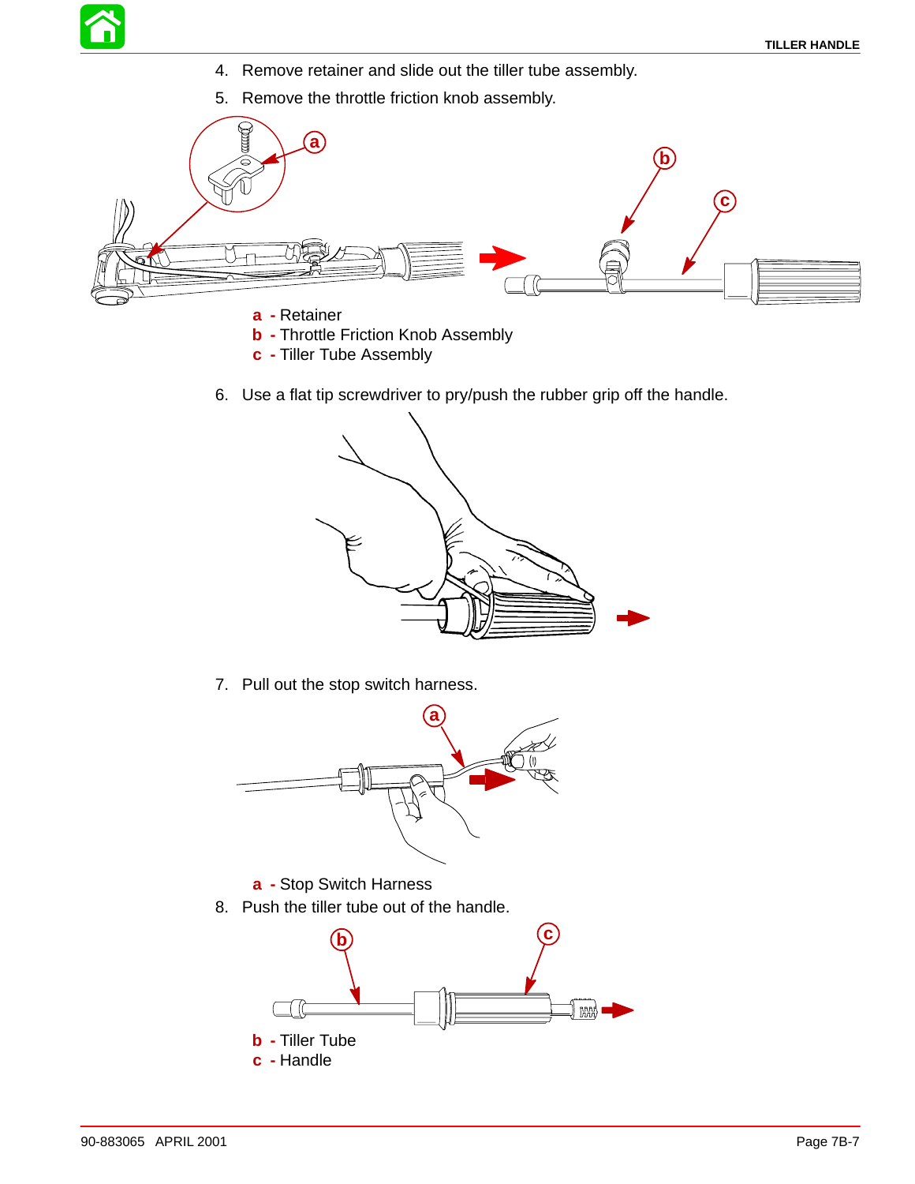4. Remove retainer and slide out the tiller tube assembly.
5. Remove the throttle friction knob assembly.

**a** - Retainer
**b** - Throttle Friction Knob Assembly
**c** - Tiller Tube Assembly

6. Use a flat tip screwdriver to pry/push the rubber grip off the handle.

7. Pull out the stop switch harness.

**a** - Stop Switch Harness

8. Push the tiller tube out of the handle.

**b** - Tiller Tube
**c** - Handle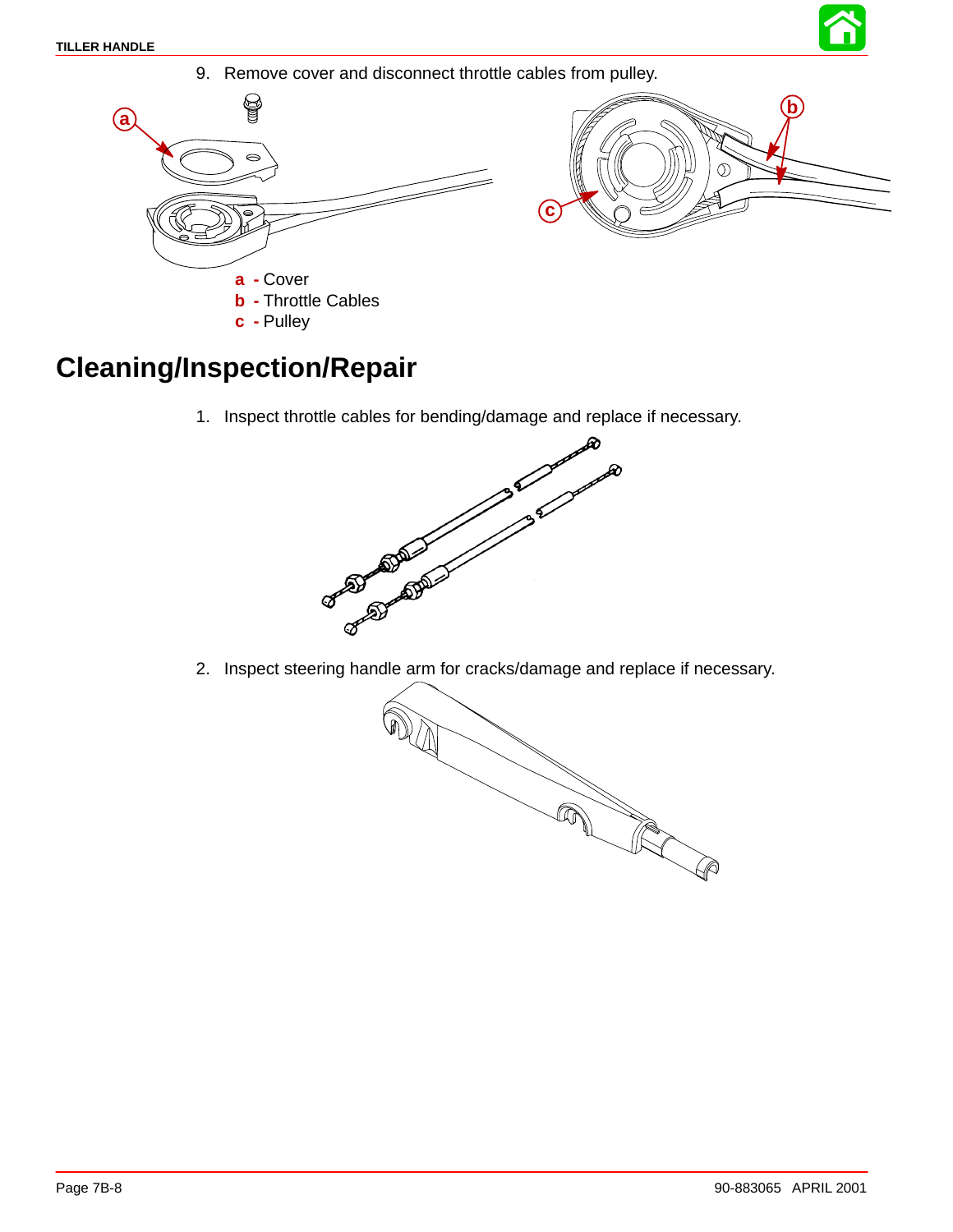9. Remove cover and disconnect throttle cables from pulley.

a - Cover
b - Throttle Cables
c - Pulley

## Cleaning/Inspection/Repair

1. Inspect throttle cables for bending/damage and replace if necessary.

2. Inspect steering handle arm for cracks/damage and replace if necessary.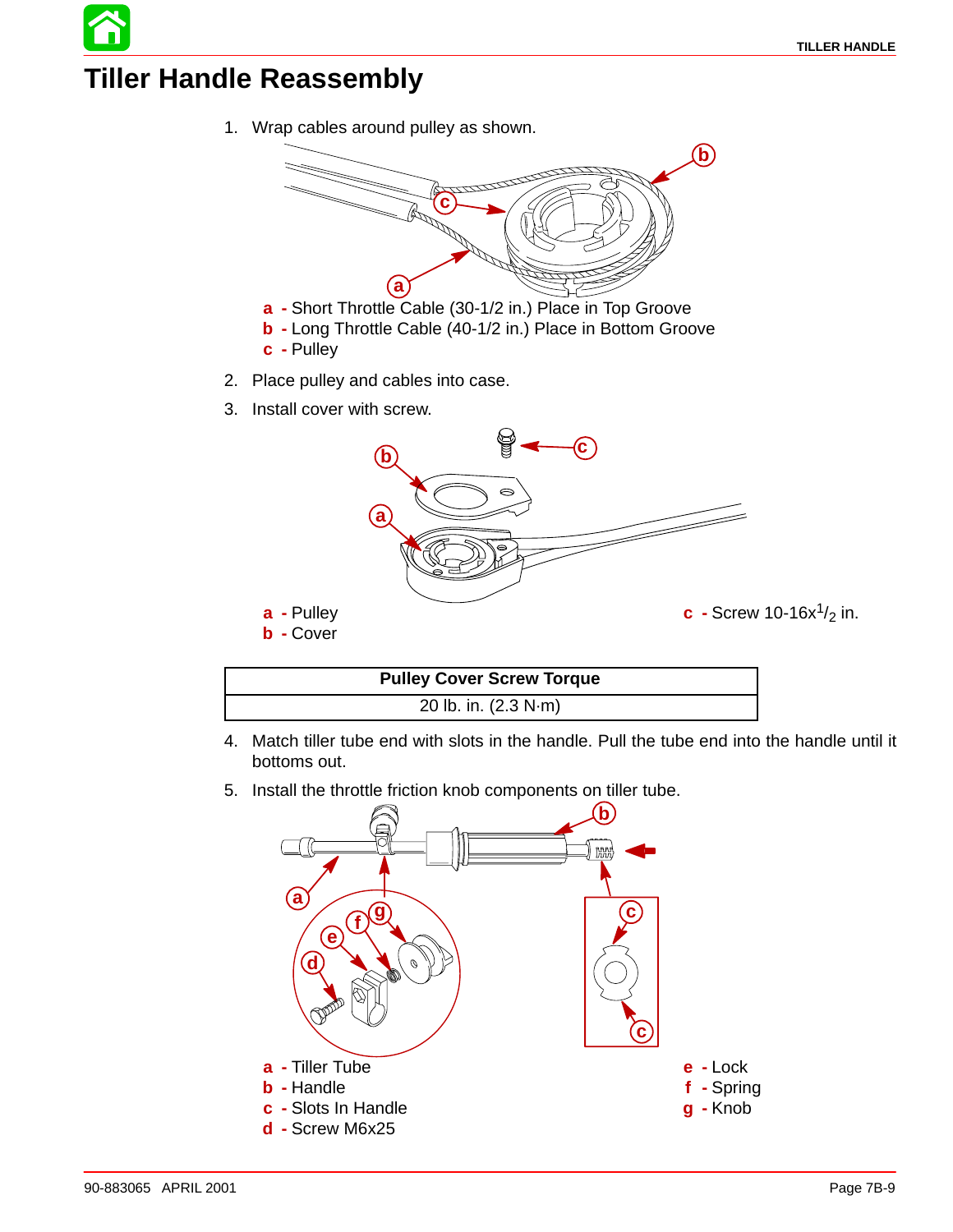# Tiller Handle Reassembly

1. Wrap cables around pulley as shown.

**a** - Short Throttle Cable (30-1/2 in.) Place in Top Groove
**b** - Long Throttle Cable (40-1/2 in.) Place in Bottom Groove
**c** - Pulley

2. Place pulley and cables into case.
3. Install cover with screw.

**a** - Pulley
**b** - Cover
**c** - Screw 10-16x$^{1}/_{2}$ in.

| Pulley Cover Screw Torque |
| --- |
| 20 lb. in. (2.3 N·m) |

4. Match tiller tube end with slots in the handle. Pull the tube end into the handle until it bottoms out.
5. Install the throttle friction knob components on tiller tube.

**a** - Tiller Tube
**b** - Handle
**c** - Slots In Handle
**d** - Screw M6x25
**e** - Lock
**f** - Spring
**g** - Knob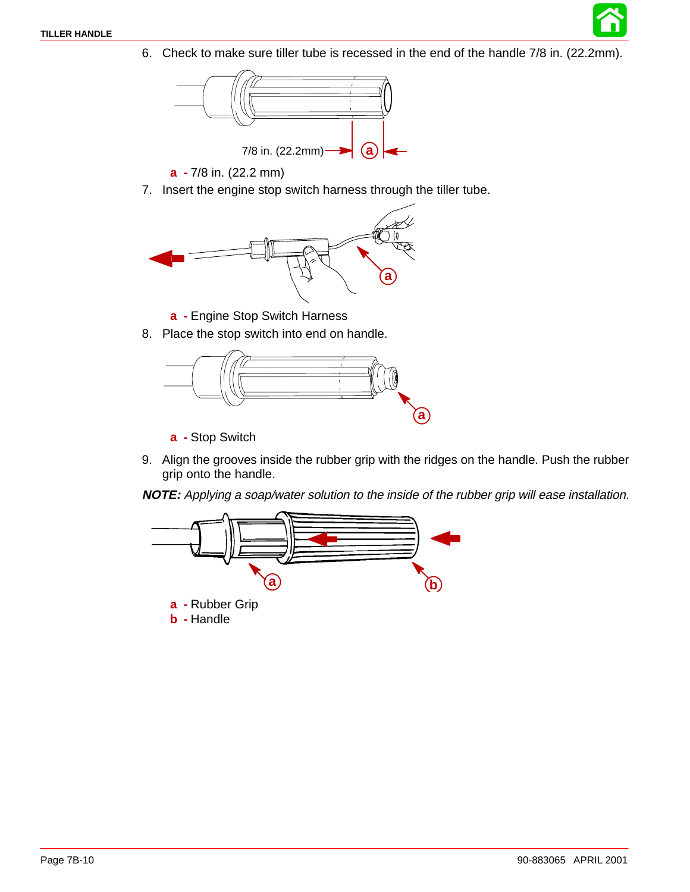6. Check to make sure tiller tube is recessed in the end of the handle 7/8 in. (22.2mm).

7/8 in. (22.2mm)

**a** - 7/8 in. (22.2 mm)

7. Insert the engine stop switch harness through the tiller tube.

**a** - Engine Stop Switch Harness

8. Place the stop switch into end on handle.

**a** - Stop Switch

9. Align the grooves inside the rubber grip with the ridges on the handle. Push the rubber grip onto the handle.

***NOTE:*** *Applying a soap/water solution to the inside of the rubber grip will ease installation.*

**a** - Rubber Grip
**b** - Handle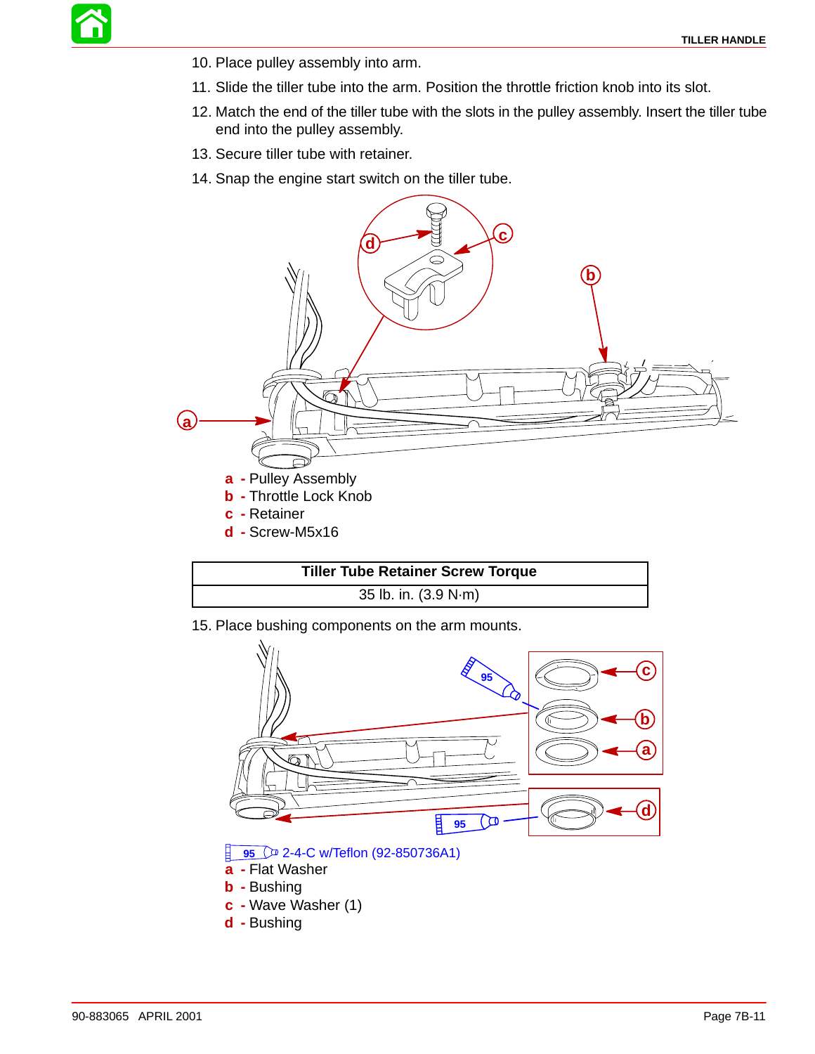10. Place pulley assembly into arm.
11. Slide the tiller tube into the arm. Position the throttle friction knob into its slot.
12. Match the end of the tiller tube with the slots in the pulley assembly. Insert the tiller tube end into the pulley assembly.
13. Secure tiller tube with retainer.
14. Snap the engine start switch on the tiller tube.

a - Pulley Assembly
b - Throttle Lock Knob
c - Retainer
d - Screw-M5x16

| Tiller Tube Retainer Screw Torque |
| --- |
| 35 lb. in. (3.9 N·m) |

15. Place bushing components on the arm mounts.

95 2-4-C w/Teflon (92-850736A1)
a - Flat Washer
b - Bushing
c - Wave Washer (1)
d - Bushing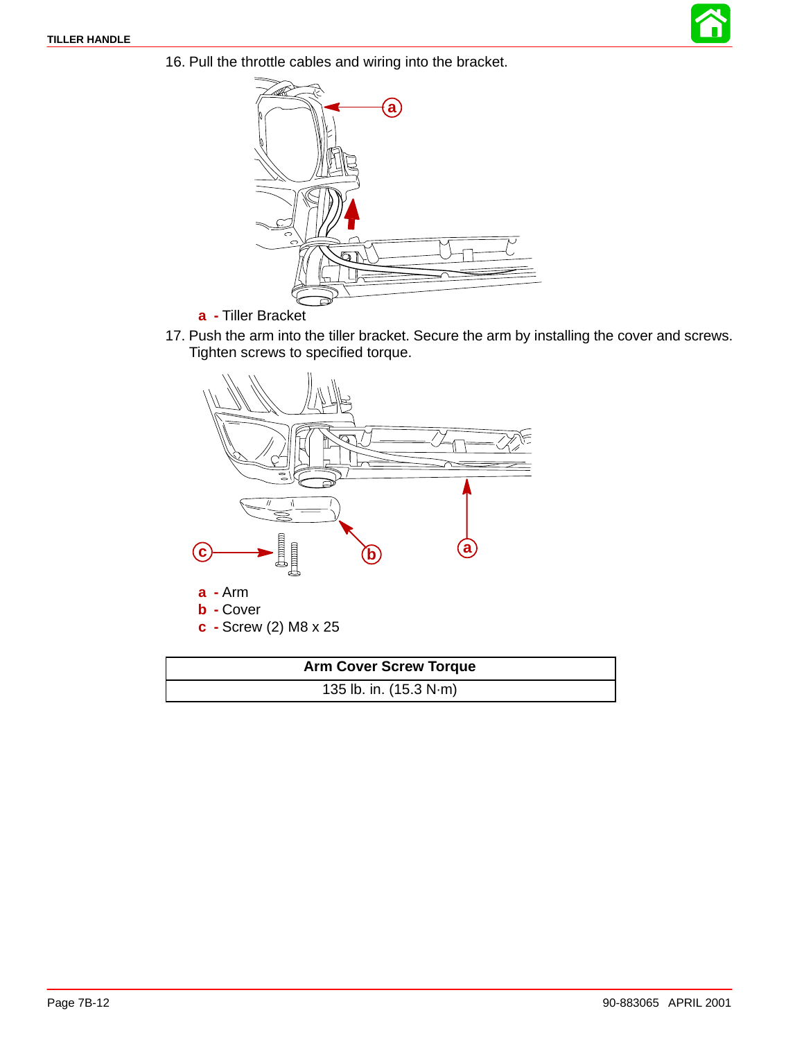16. Pull the throttle cables and wiring into the bracket.

a - Tiller Bracket

17. Push the arm into the tiller bracket. Secure the arm by installing the cover and screws. Tighten screws to specified torque.

a - Arm
b - Cover
c - Screw (2) M8 x 25

| Arm Cover Screw Torque |
| --- |
| 135 lb. in. (15.3 N·m) |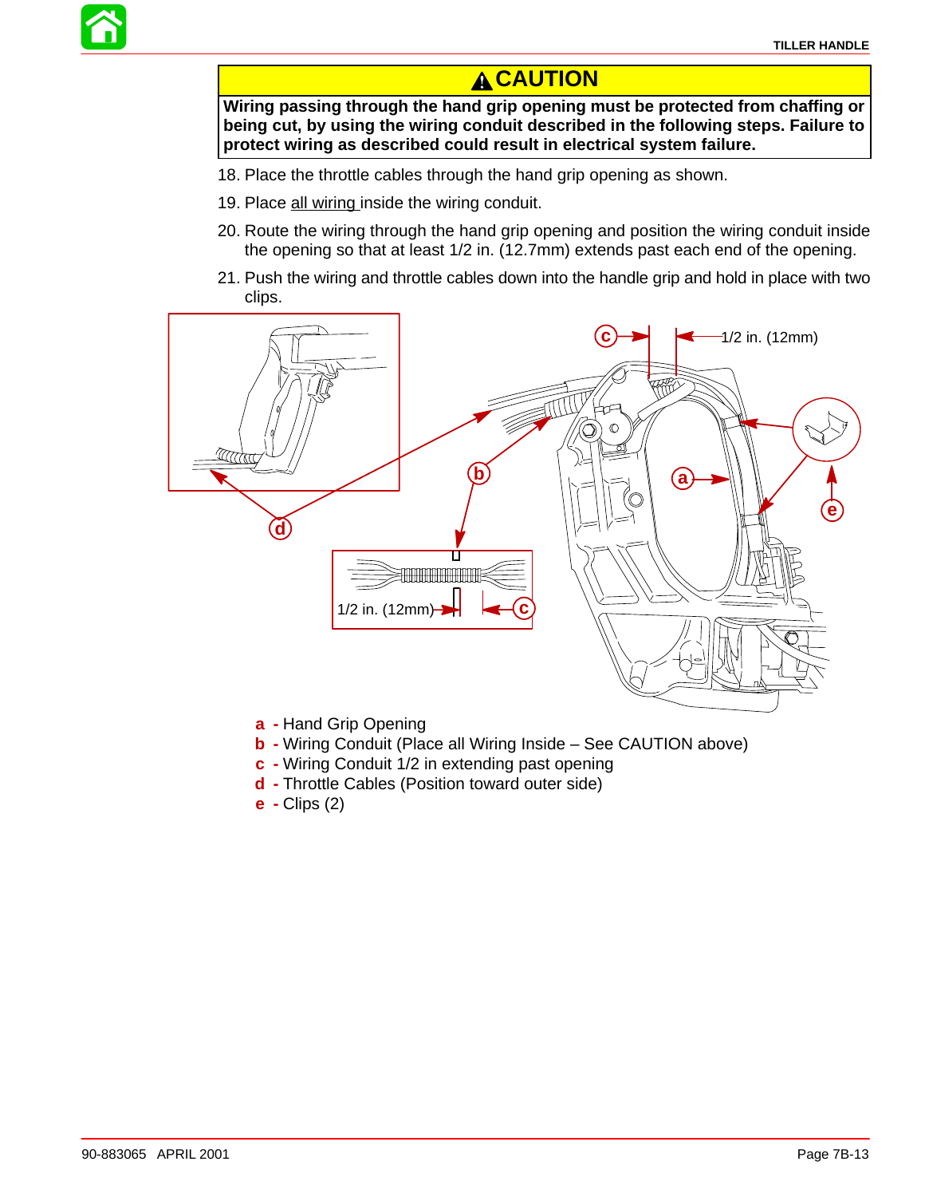## ⚠ CAUTION

**Wiring passing through the hand grip opening must be protected from chaffing or being cut, by using the wiring conduit described in the following steps. Failure to protect wiring as described could result in electrical system failure.**

18. Place the throttle cables through the hand grip opening as shown.
19. Place all wiring inside the wiring conduit.
20. Route the wiring through the hand grip opening and position the wiring conduit inside the opening so that at least 1/2 in. (12.7mm) extends past each end of the opening.
21. Push the wiring and throttle cables down into the handle grip and hold in place with two clips.

**a** - Hand Grip Opening
**b** - Wiring Conduit (Place all Wiring Inside – See CAUTION above)
**c** - Wiring Conduit 1/2 in extending past opening
**d** - Throttle Cables (Position toward outer side)
**e** - Clips (2)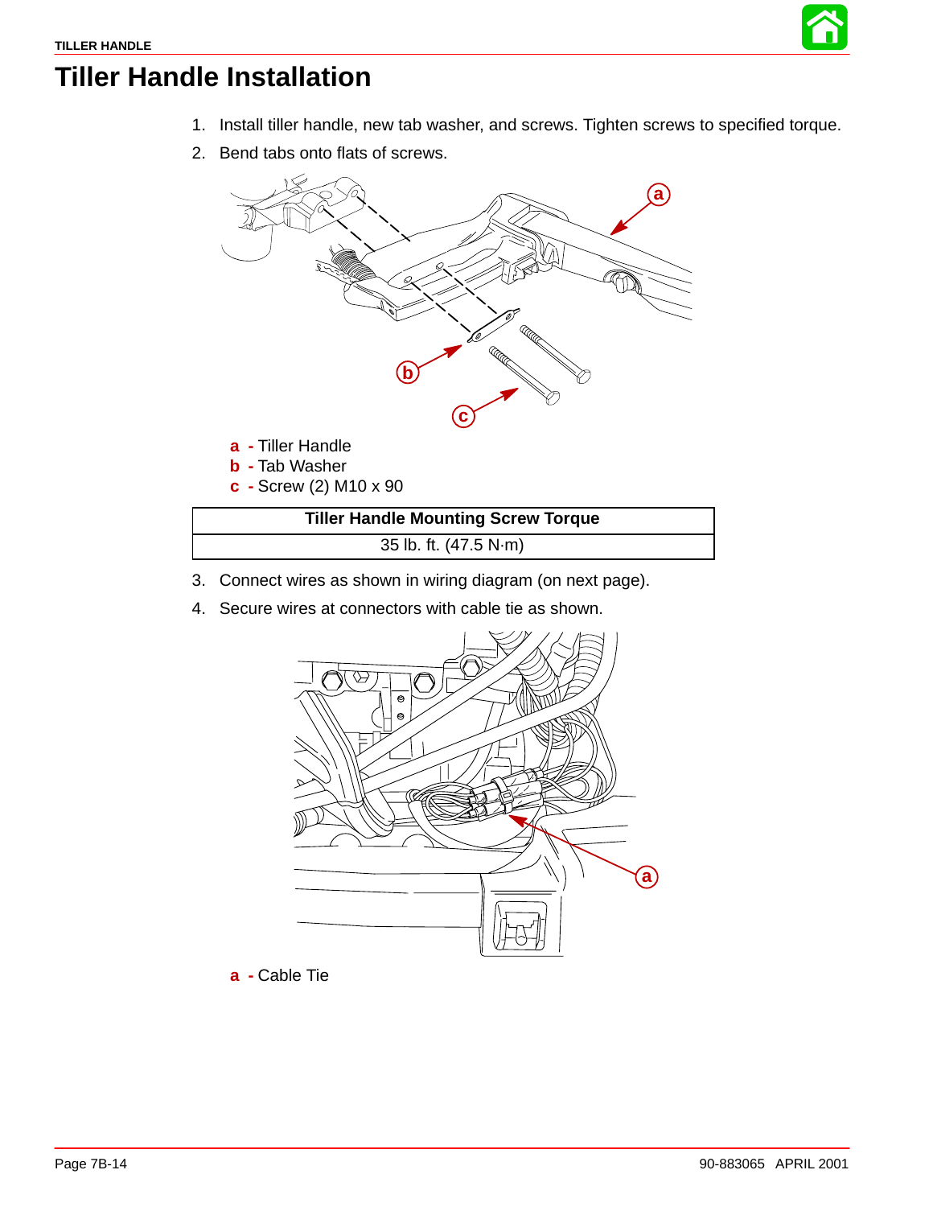# Tiller Handle Installation

1. Install tiller handle, new tab washer, and screws. Tighten screws to specified torque.
2. Bend tabs onto flats of screws.

**a** - Tiller Handle
**b** - Tab Washer
**c** - Screw (2) M10 x 90

| Tiller Handle Mounting Screw Torque |
| --- |
| 35 lb. ft. (47.5 N·m) |

3. Connect wires as shown in wiring diagram (on next page).
4. Secure wires at connectors with cable tie as shown.

**a** - Cable Tie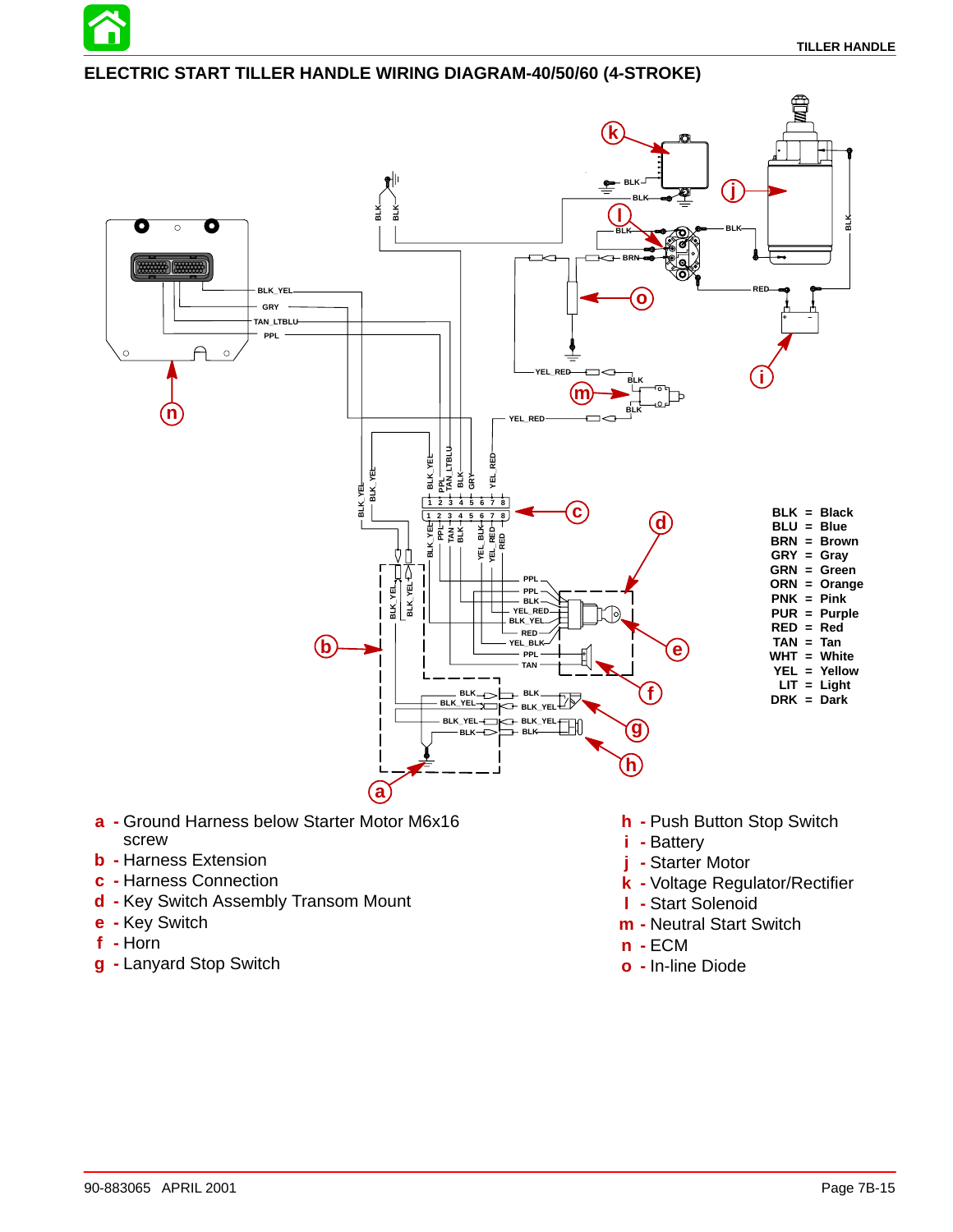## ELECTRIC START TILLER HANDLE WIRING DIAGRAM-40/50/60 (4-STROKE)

| | | |
|---|---|---|
| BLK | = | Black |
| BLU | = | Blue |
| BRN | = | Brown |
| GRY | = | Gray |
| GRN | = | Green |
| ORN | = | Orange |
| PNK | = | Pink |
| PUR | = | Purple |
| RED | = | Red |
| TAN | = | Tan |
| WHT | = | White |
| YEL | = | Yellow |
| LIT | = | Light |
| DRK | = | Dark |

- **a** - Ground Harness below Starter Motor M6x16 screw
- **b** - Harness Extension
- **c** - Harness Connection
- **d** - Key Switch Assembly Transom Mount
- **e** - Key Switch
- **f** - Horn
- **g** - Lanyard Stop Switch
- **h** - Push Button Stop Switch
- **i** - Battery
- **j** - Starter Motor
- **k** - Voltage Regulator/Rectifier
- **l** - Start Solenoid
- **m** - Neutral Start Switch
- **n** - ECM
- **o** - In-line Diode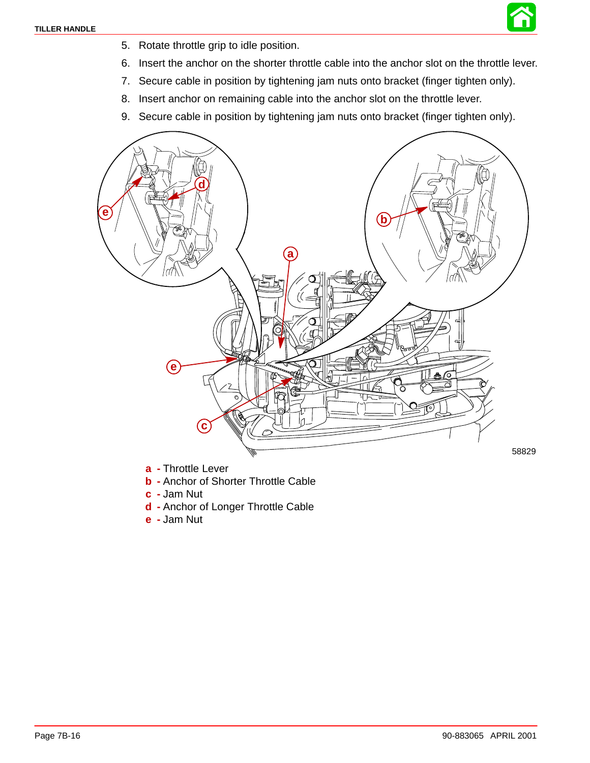5. Rotate throttle grip to idle position.
6. Insert the anchor on the shorter throttle cable into the anchor slot on the throttle lever.
7. Secure cable in position by tightening jam nuts onto bracket (finger tighten only).
8. Insert anchor on remaining cable into the anchor slot on the throttle lever.
9. Secure cable in position by tightening jam nuts onto bracket (finger tighten only).

58829

**a** - Throttle Lever
**b** - Anchor of Shorter Throttle Cable
**c** - Jam Nut
**d** - Anchor of Longer Throttle Cable
**e** - Jam Nut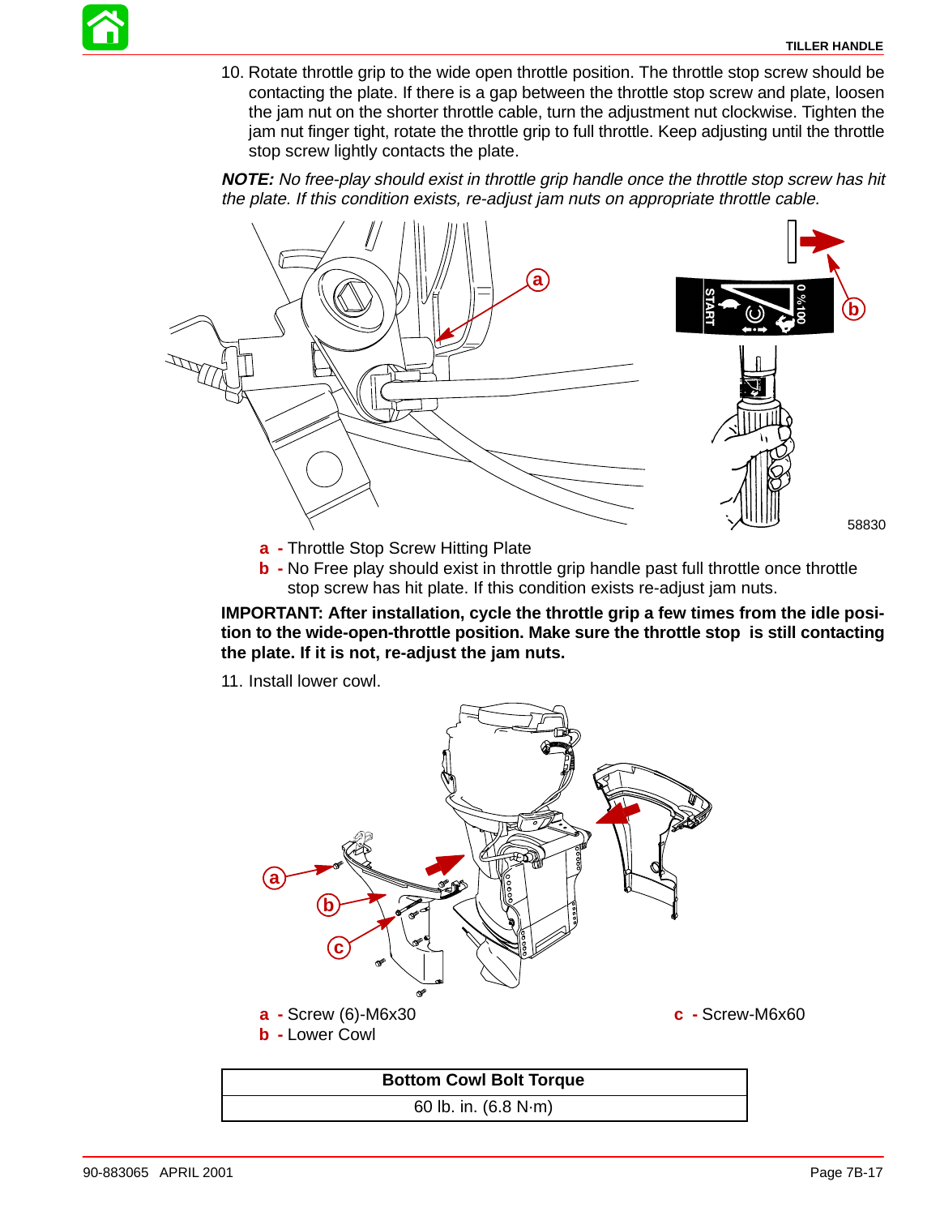10. Rotate throttle grip to the wide open throttle position. The throttle stop screw should be contacting the plate. If there is a gap between the throttle stop screw and plate, loosen the jam nut on the shorter throttle cable, turn the adjustment nut clockwise. Tighten the jam nut finger tight, rotate the throttle grip to full throttle. Keep adjusting until the throttle stop screw lightly contacts the plate.

***NOTE:*** *No free-play should exist in throttle grip handle once the throttle stop screw has hit the plate. If this condition exists, re-adjust jam nuts on appropriate throttle cable.*

58830

**a** - Throttle Stop Screw Hitting Plate
**b** - No Free play should exist in throttle grip handle past full throttle once throttle stop screw has hit plate. If this condition exists re-adjust jam nuts.

**IMPORTANT: After installation, cycle the throttle grip a few times from the idle position to the wide-open-throttle position. Make sure the throttle stop is still contacting the plate. If it is not, re-adjust the jam nuts.**

11. Install lower cowl.

**a** - Screw (6)-M6x30
**b** - Lower Cowl
**c** - Screw-M6x60

| Bottom Cowl Bolt Torque |
| --- |
| 60 lb. in. (6.8 N·m) |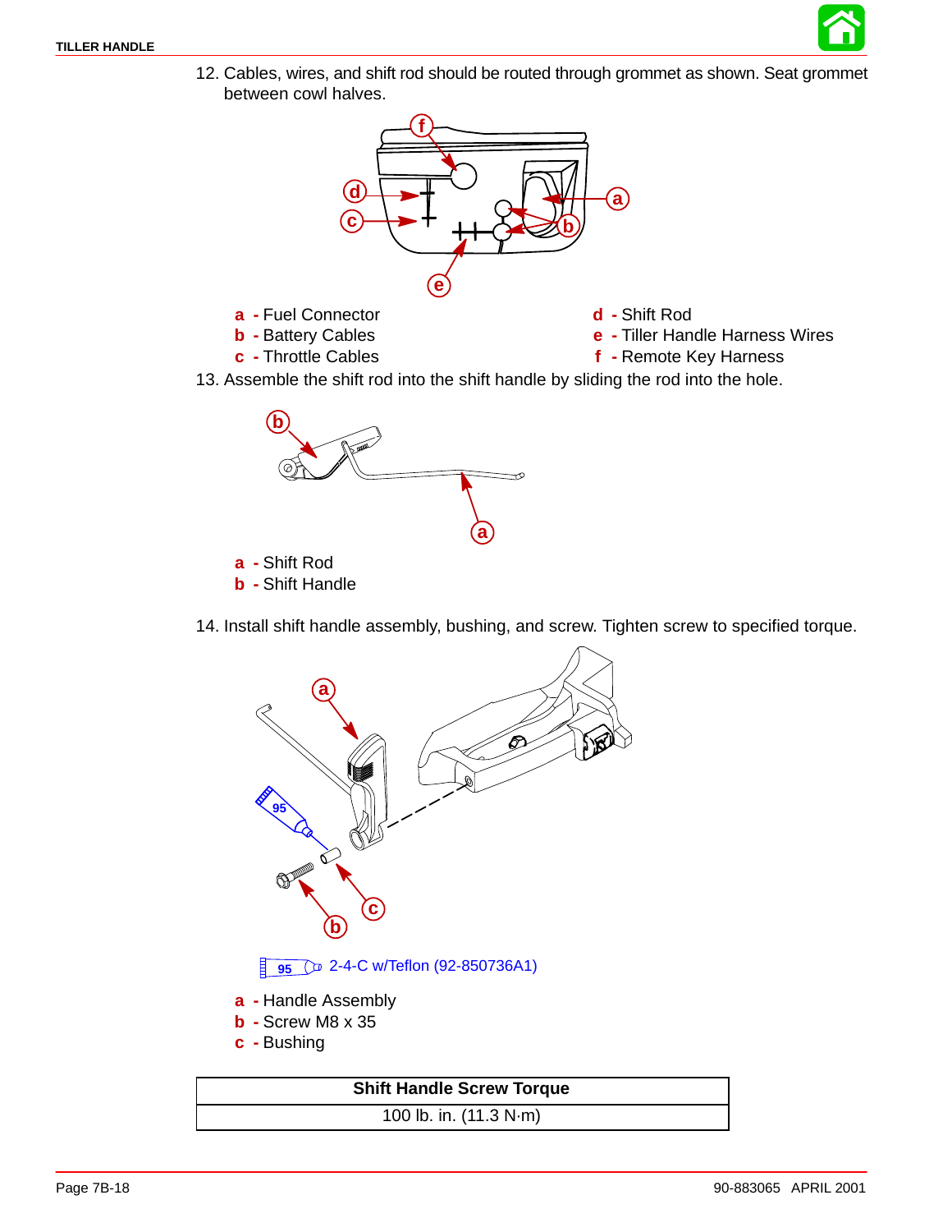12. Cables, wires, and shift rod should be routed through grommet as shown. Seat grommet between cowl halves.

a - Fuel Connector
b - Battery Cables
c - Throttle Cables
d - Shift Rod
e - Tiller Handle Harness Wires
f - Remote Key Harness

13. Assemble the shift rod into the shift handle by sliding the rod into the hole.

a - Shift Rod
b - Shift Handle

14. Install shift handle assembly, bushing, and screw. Tighten screw to specified torque.

95 2-4-C w/Teflon (92-850736A1)

a - Handle Assembly
b - Screw M8 x 35
c - Bushing

| Shift Handle Screw Torque |
| --- |
| 100 lb. in. (11.3 N·m) |